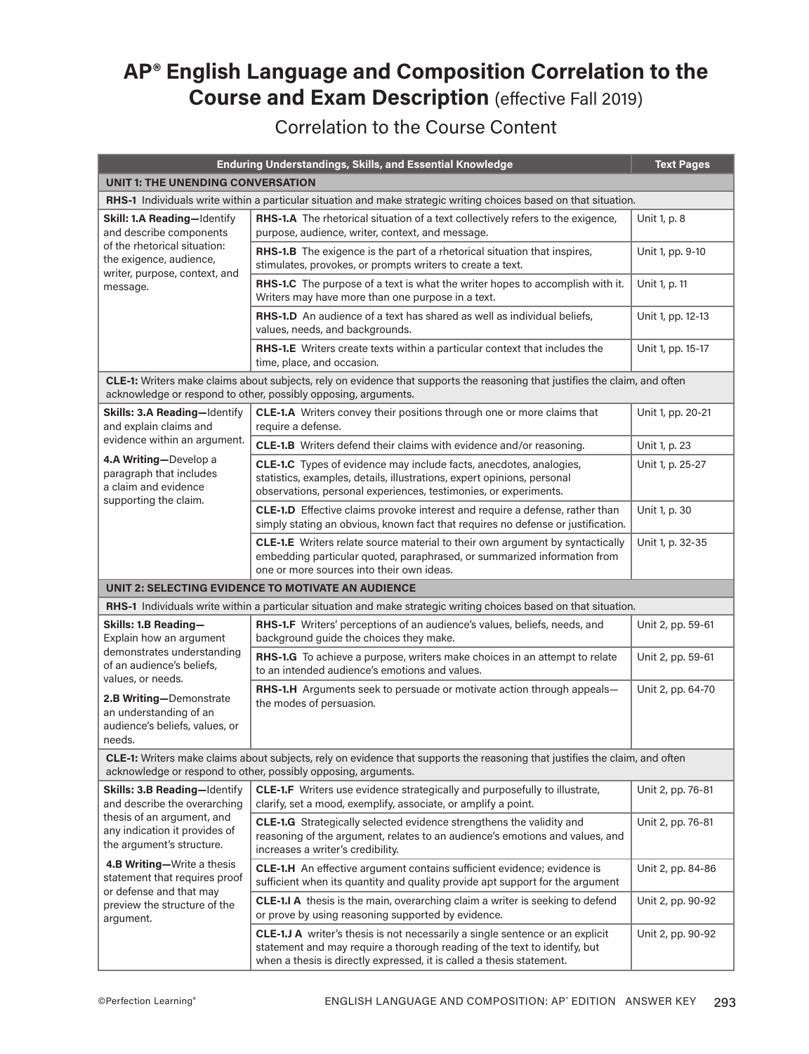# AP® English Language and Composition Correlation to the Course and Exam Description (effective Fall 2019)

## Correlation to the Course Content

| Enduring Understandings, Skills, and Essential Knowledge | | Text Pages |
|---|---|---|
| **UNIT 1: THE UNENDING CONVERSATION** | | |
| **RHS-1** Individuals write within a particular situation and make strategic writing choices based on that situation. | | |
| **Skill: 1.A Reading—**Identify and describe components of the rhetorical situation: the exigence, audience, writer, purpose, context, and message. | **RHS-1.A** The rhetorical situation of a text collectively refers to the exigence, purpose, audience, writer, context, and message. | Unit 1, p. 8 |
| | **RHS-1.B** The exigence is the part of a rhetorical situation that inspires, stimulates, provokes, or prompts writers to create a text. | Unit 1, pp. 9-10 |
| | **RHS-1.C** The purpose of a text is what the writer hopes to accomplish with it. Writers may have more than one purpose in a text. | Unit 1, p. 11 |
| | **RHS-1.D** An audience of a text has shared as well as individual beliefs, values, needs, and backgrounds. | Unit 1, pp. 12-13 |
| | **RHS-1.E** Writers create texts within a particular context that includes the time, place, and occasion. | Unit 1, pp. 15-17 |
| **CLE-1:** Writers make claims about subjects, rely on evidence that supports the reasoning that justifies the claim, and often acknowledge or respond to other, possibly opposing, arguments. | | |
| **Skills: 3.A Reading—**Identify and explain claims and evidence within an argument. **4.A Writing—**Develop a paragraph that includes a claim and evidence supporting the claim. | **CLE-1.A** Writers convey their positions through one or more claims that require a defense. | Unit 1, pp. 20-21 |
| | **CLE-1.B** Writers defend their claims with evidence and/or reasoning. | Unit 1, p. 23 |
| | **CLE-1.C** Types of evidence may include facts, anecdotes, analogies, statistics, examples, details, illustrations, expert opinions, personal observations, personal experiences, testimonies, or experiments. | Unit 1, p. 25-27 |
| | **CLE-1.D** Effective claims provoke interest and require a defense, rather than simply stating an obvious, known fact that requires no defense or justification. | Unit 1, p. 30 |
| | **CLE-1.E** Writers relate source material to their own argument by syntactically embedding particular quoted, paraphrased, or summarized information from one or more sources into their own ideas. | Unit 1, p. 32-35 |
| **UNIT 2: SELECTING EVIDENCE TO MOTIVATE AN AUDIENCE** | | |
| **RHS-1** Individuals write within a particular situation and make strategic writing choices based on that situation. | | |
| **Skills: 1.B Reading—**Explain how an argument demonstrates understanding of an audience's beliefs, values, or needs. **2.B Writing—**Demonstrate an understanding of an audience's beliefs, values, or needs. | **RHS-1.F** Writers' perceptions of an audience's values, beliefs, needs, and background guide the choices they make. | Unit 2, pp. 59-61 |
| | **RHS-1.G** To achieve a purpose, writers make choices in an attempt to relate to an intended audience's emotions and values. | Unit 2, pp. 59-61 |
| | **RHS-1.H** Arguments seek to persuade or motivate action through appeals—the modes of persuasion. | Unit 2, pp. 64-70 |
| **CLE-1:** Writers make claims about subjects, rely on evidence that supports the reasoning that justifies the claim, and often acknowledge or respond to other, possibly opposing, arguments. | | |
| **Skills: 3.B Reading—**Identify and describe the overarching thesis of an argument, and any indication it provides of the argument's structure. **4.B Writing—**Write a thesis statement that requires proof or defense and that may preview the structure of the argument. | **CLE-1.F** Writers use evidence strategically and purposefully to illustrate, clarify, set a mood, exemplify, associate, or amplify a point. | Unit 2, pp. 76-81 |
| | **CLE-1.G** Strategically selected evidence strengthens the validity and reasoning of the argument, relates to an audience's emotions and values, and increases a writer's credibility. | Unit 2, pp. 76-81 |
| | **CLE-1.H** An effective argument contains sufficient evidence; evidence is sufficient when its quantity and quality provide apt support for the argument | Unit 2, pp. 84-86 |
| | **CLE-1.I A** thesis is the main, overarching claim a writer is seeking to defend or prove by using reasoning supported by evidence. | Unit 2, pp. 90-92 |
| | **CLE-1.J A** writer's thesis is not necessarily a single sentence or an explicit statement and may require a thorough reading of the text to identify, but when a thesis is directly expressed, it is called a thesis statement. | Unit 2, pp. 90-92 |

©Perfection Learning®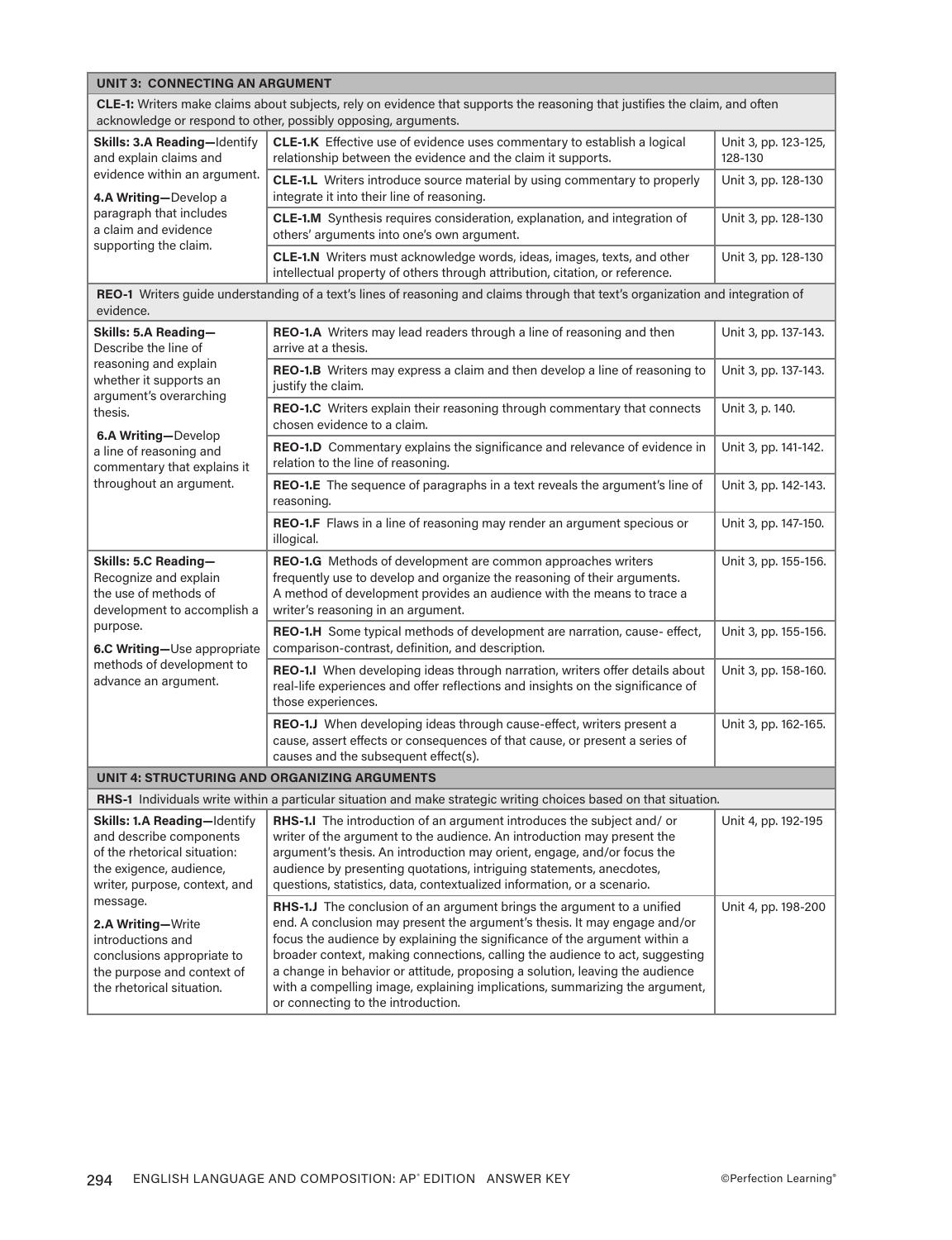| UNIT 3: CONNECTING AN ARGUMENT | | |
|---|---|---|
| **CLE-1:** Writers make claims about subjects, rely on evidence that supports the reasoning that justifies the claim, and often acknowledge or respond to other, possibly opposing, arguments. | | |
| **Skills: 3.A Reading—**Identify and explain claims and evidence within an argument.<br><br>**4.A Writing—**Develop a paragraph that includes a claim and evidence supporting the claim. | **CLE-1.K** Effective use of evidence uses commentary to establish a logical relationship between the evidence and the claim it supports. | Unit 3, pp. 123-125, 128-130 |
| | **CLE-1.L** Writers introduce source material by using commentary to properly integrate it into their line of reasoning. | Unit 3, pp. 128-130 |
| | **CLE-1.M** Synthesis requires consideration, explanation, and integration of others' arguments into one's own argument. | Unit 3, pp. 128-130 |
| | **CLE-1.N** Writers must acknowledge words, ideas, images, texts, and other intellectual property of others through attribution, citation, or reference. | Unit 3, pp. 128-130 |
| **REO-1** Writers guide understanding of a text's lines of reasoning and claims through that text's organization and integration of evidence. | | |
| **Skills: 5.A Reading—**Describe the line of reasoning and explain whether it supports an argument's overarching thesis.<br><br>**6.A Writing—**Develop a line of reasoning and commentary that explains it throughout an argument. | **REO-1.A** Writers may lead readers through a line of reasoning and then arrive at a thesis. | Unit 3, pp. 137-143. |
| | **REO-1.B** Writers may express a claim and then develop a line of reasoning to justify the claim. | Unit 3, pp. 137-143. |
| | **REO-1.C** Writers explain their reasoning through commentary that connects chosen evidence to a claim. | Unit 3, p. 140. |
| | **REO-1.D** Commentary explains the significance and relevance of evidence in relation to the line of reasoning. | Unit 3, pp. 141-142. |
| | **REO-1.E** The sequence of paragraphs in a text reveals the argument's line of reasoning. | Unit 3, pp. 142-143. |
| | **REO-1.F** Flaws in a line of reasoning may render an argument specious or illogical. | Unit 3, pp. 147-150. |
| **Skills: 5.C Reading—**Recognize and explain the use of methods of development to accomplish a purpose.<br><br>**6.C Writing—**Use appropriate methods of development to advance an argument. | **REO-1.G** Methods of development are common approaches writers frequently use to develop and organize the reasoning of their arguments. A method of development provides an audience with the means to trace a writer's reasoning in an argument. | Unit 3, pp. 155-156. |
| | **REO-1.H** Some typical methods of development are narration, cause- effect, comparison-contrast, definition, and description. | Unit 3, pp. 155-156. |
| | **REO-1.I** When developing ideas through narration, writers offer details about real-life experiences and offer reflections and insights on the significance of those experiences. | Unit 3, pp. 158-160. |
| | **REO-1.J** When developing ideas through cause-effect, writers present a cause, assert effects or consequences of that cause, or present a series of causes and the subsequent effect(s). | Unit 3, pp. 162-165. |
| **UNIT 4: STRUCTURING AND ORGANIZING ARGUMENTS** | | |
| **RHS-1** Individuals write within a particular situation and make strategic writing choices based on that situation. | | |
| **Skills: 1.A Reading—**Identify and describe components of the rhetorical situation: the exigence, audience, writer, purpose, context, and message.<br><br>**2.A Writing—**Write introductions and conclusions appropriate to the purpose and context of the rhetorical situation. | **RHS-1.I** The introduction of an argument introduces the subject and/ or writer of the argument to the audience. An introduction may present the argument's thesis. An introduction may orient, engage, and/or focus the audience by presenting quotations, intriguing statements, anecdotes, questions, statistics, data, contextualized information, or a scenario. | Unit 4, pp. 192-195 |
| | **RHS-1.J** The conclusion of an argument brings the argument to a unified end. A conclusion may present the argument's thesis. It may engage and/or focus the audience by explaining the significance of the argument within a broader context, making connections, calling the audience to act, suggesting a change in behavior or attitude, proposing a solution, leaving the audience with a compelling image, explaining implications, summarizing the argument, or connecting to the introduction. | Unit 4, pp. 198-200 |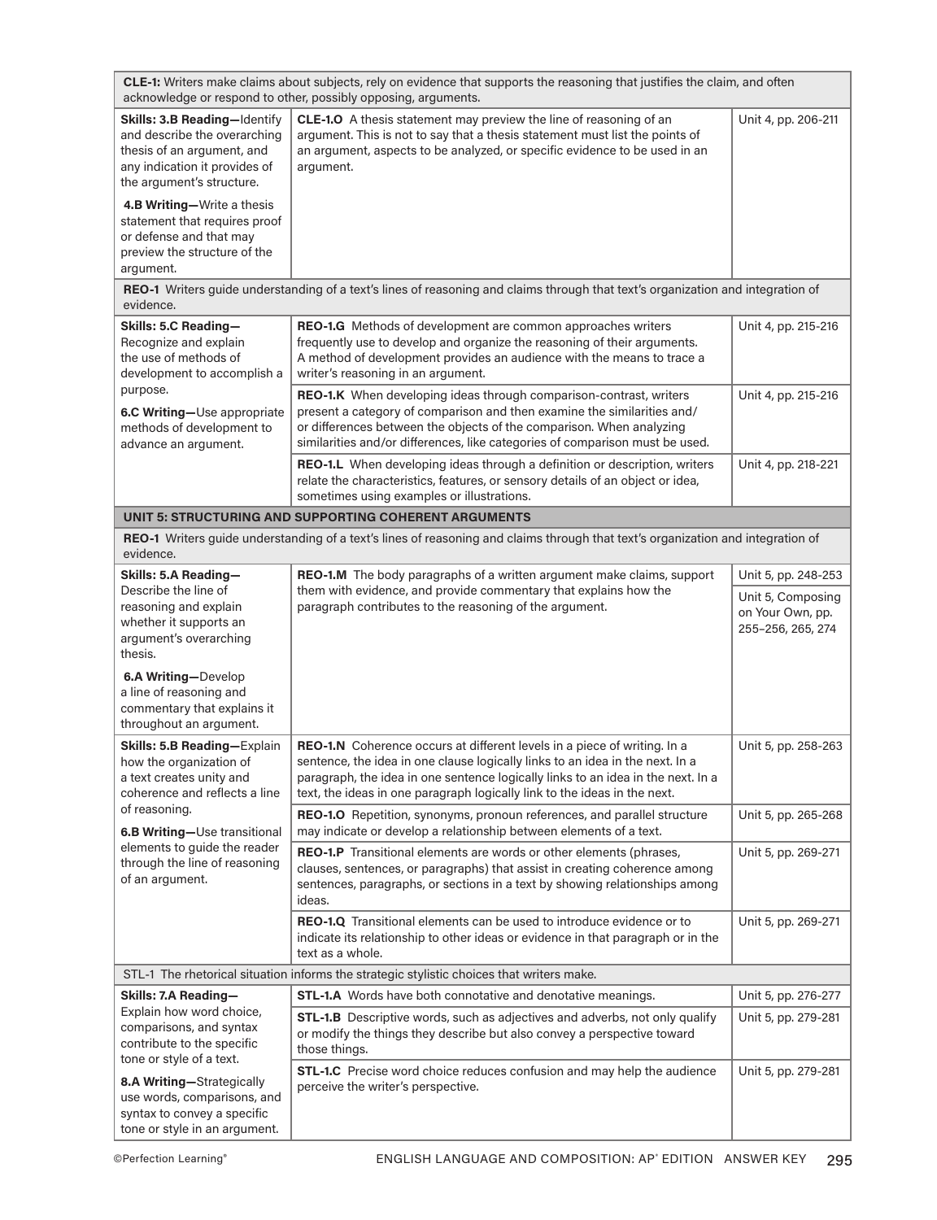| | | |
|---|---|---|
| **CLE-1:** Writers make claims about subjects, rely on evidence that supports the reasoning that justifies the claim, and often acknowledge or respond to other, possibly opposing, arguments. | | |
| **Skills: 3.B Reading—**Identify and describe the overarching thesis of an argument, and any indication it provides of the argument's structure.<br><br>**4.B Writing—**Write a thesis statement that requires proof or defense and that may preview the structure of the argument. | **CLE-1.O** A thesis statement may preview the line of reasoning of an argument. This is not to say that a thesis statement must list the points of an argument, aspects to be analyzed, or specific evidence to be used in an argument. | Unit 4, pp. 206-211 |
| **REO-1** Writers guide understanding of a text's lines of reasoning and claims through that text's organization and integration of evidence. | | |
| **Skills: 5.C Reading—** Recognize and explain the use of methods of development to accomplish a purpose.<br><br>**6.C Writing—**Use appropriate methods of development to advance an argument. | **REO-1.G** Methods of development are common approaches writers frequently use to develop and organize the reasoning of their arguments. A method of development provides an audience with the means to trace a writer's reasoning in an argument. | Unit 4, pp. 215-216 |
| | **REO-1.K** When developing ideas through comparison-contrast, writers present a category of comparison and then examine the similarities and/or differences between the objects of the comparison. When analyzing similarities and/or differences, like categories of comparison must be used. | Unit 4, pp. 215-216 |
| | **REO-1.L** When developing ideas through a definition or description, writers relate the characteristics, features, or sensory details of an object or idea, sometimes using examples or illustrations. | Unit 4, pp. 218-221 |
| **UNIT 5: STRUCTURING AND SUPPORTING COHERENT ARGUMENTS** | | |
| **REO-1** Writers guide understanding of a text's lines of reasoning and claims through that text's organization and integration of evidence. | | |
| **Skills: 5.A Reading—** Describe the line of reasoning and explain whether it supports an argument's overarching thesis.<br><br>**6.A Writing—**Develop a line of reasoning and commentary that explains it throughout an argument. | **REO-1.M** The body paragraphs of a written argument make claims, support them with evidence, and provide commentary that explains how the paragraph contributes to the reasoning of the argument. | Unit 5, pp. 248-253<br><br>Unit 5, Composing on Your Own, pp. 255–256, 265, 274 |
| **Skills: 5.B Reading—**Explain how the organization of a text creates unity and coherence and reflects a line of reasoning.<br><br>**6.B Writing—**Use transitional elements to guide the reader through the line of reasoning of an argument. | **REO-1.N** Coherence occurs at different levels in a piece of writing. In a sentence, the idea in one clause logically links to an idea in the next. In a paragraph, the idea in one sentence logically links to an idea in the next. In a text, the ideas in one paragraph logically link to the ideas in the next. | Unit 5, pp. 258-263 |
| | **REO-1.O** Repetition, synonyms, pronoun references, and parallel structure may indicate or develop a relationship between elements of a text. | Unit 5, pp. 265-268 |
| | **REO-1.P** Transitional elements are words or other elements (phrases, clauses, sentences, or paragraphs) that assist in creating coherence among sentences, paragraphs, or sections in a text by showing relationships among ideas. | Unit 5, pp. 269-271 |
| | **REO-1.Q** Transitional elements can be used to introduce evidence or to indicate its relationship to other ideas or evidence in that paragraph or in the text as a whole. | Unit 5, pp. 269-271 |
| STL-1 The rhetorical situation informs the strategic stylistic choices that writers make. | | |
| **Skills: 7.A Reading—** Explain how word choice, comparisons, and syntax contribute to the specific tone or style of a text.<br><br>**8.A Writing—**Strategically use words, comparisons, and syntax to convey a specific tone or style in an argument. | **STL-1.A** Words have both connotative and denotative meanings. | Unit 5, pp. 276-277 |
| | **STL-1.B** Descriptive words, such as adjectives and adverbs, not only qualify or modify the things they describe but also convey a perspective toward those things. | Unit 5, pp. 279-281 |
| | **STL-1.C** Precise word choice reduces confusion and may help the audience perceive the writer's perspective. | Unit 5, pp. 279-281 |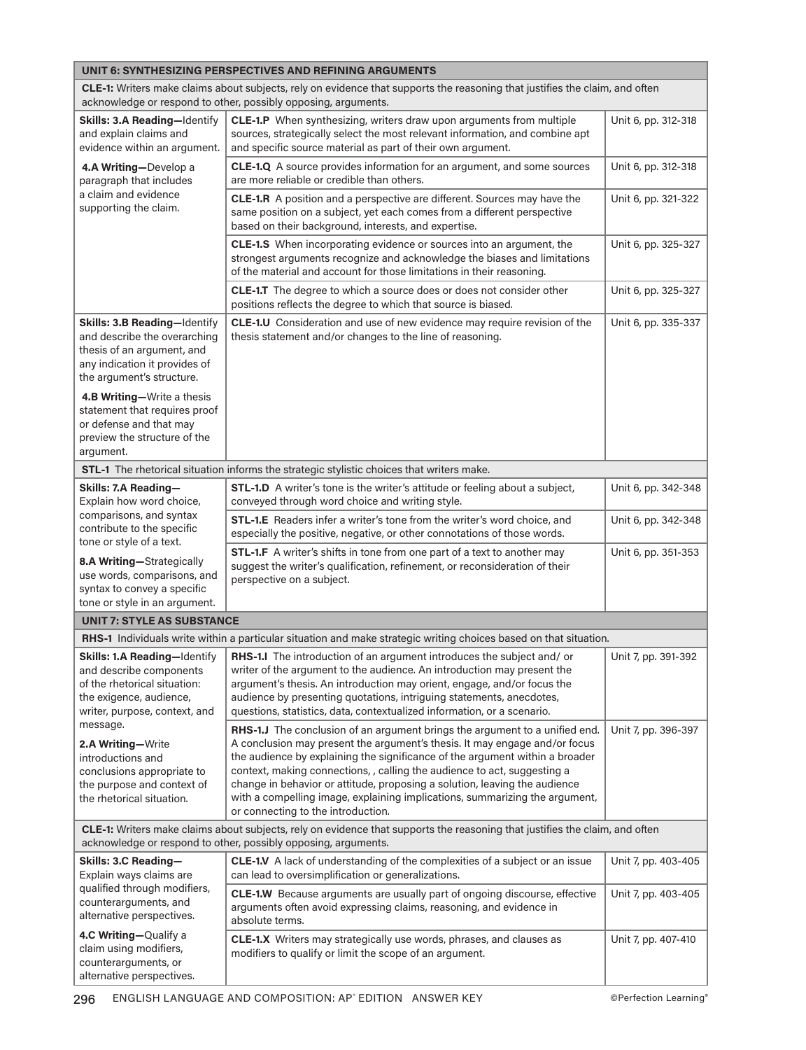| UNIT 6: SYNTHESIZING PERSPECTIVES AND REFINING ARGUMENTS | | |
|---|---|---|
| **CLE-1:** Writers make claims about subjects, rely on evidence that supports the reasoning that justifies the claim, and often acknowledge or respond to other, possibly opposing, arguments. | | |
| **Skills: 3.A Reading—**Identify and explain claims and evidence within an argument. | **CLE-1.P** When synthesizing, writers draw upon arguments from multiple sources, strategically select the most relevant information, and combine apt and specific source material as part of their own argument. | Unit 6, pp. 312-318 |
| **4.A Writing—**Develop a paragraph that includes a claim and evidence supporting the claim. | **CLE-1.Q** A source provides information for an argument, and some sources are more reliable or credible than others. | Unit 6, pp. 312-318 |
| | **CLE-1.R** A position and a perspective are different. Sources may have the same position on a subject, yet each comes from a different perspective based on their background, interests, and expertise. | Unit 6, pp. 321-322 |
| | **CLE-1.S** When incorporating evidence or sources into an argument, the strongest arguments recognize and acknowledge the biases and limitations of the material and account for those limitations in their reasoning. | Unit 6, pp. 325-327 |
| | **CLE-1.T** The degree to which a source does or does not consider other positions reflects the degree to which that source is biased. | Unit 6, pp. 325-327 |
| **Skills: 3.B Reading—**Identify and describe the overarching thesis of an argument, and any indication it provides of the argument's structure.<br><br>**4.B Writing—**Write a thesis statement that requires proof or defense and that may preview the structure of the argument. | **CLE-1.U** Consideration and use of new evidence may require revision of the thesis statement and/or changes to the line of reasoning. | Unit 6, pp. 335-337 |
| **STL-1** The rhetorical situation informs the strategic stylistic choices that writers make. | | |
| **Skills: 7.A Reading—** Explain how word choice, comparisons, and syntax contribute to the specific tone or style of a text. | **STL-1.D** A writer's tone is the writer's attitude or feeling about a subject, conveyed through word choice and writing style. | Unit 6, pp. 342-348 |
| **8.A Writing—**Strategically use words, comparisons, and syntax to convey a specific tone or style in an argument. | **STL-1.E** Readers infer a writer's tone from the writer's word choice, and especially the positive, negative, or other connotations of those words. | Unit 6, pp. 342-348 |
| | **STL-1.F** A writer's shifts in tone from one part of a text to another may suggest the writer's qualification, refinement, or reconsideration of their perspective on a subject. | Unit 6, pp. 351-353 |
| **UNIT 7: STYLE AS SUBSTANCE** | | |
| **RHS-1** Individuals write within a particular situation and make strategic writing choices based on that situation. | | |
| **Skills: 1.A Reading—**Identify and describe components of the rhetorical situation: the exigence, audience, writer, purpose, context, and message. | **RHS-1.I** The introduction of an argument introduces the subject and/ or writer of the argument to the audience. An introduction may present the argument's thesis. An introduction may orient, engage, and/or focus the audience by presenting quotations, intriguing statements, anecdotes, questions, statistics, data, contextualized information, or a scenario. | Unit 7, pp. 391-392 |
| **2.A Writing—**Write introductions and conclusions appropriate to the purpose and context of the rhetorical situation. | **RHS-1.J** The conclusion of an argument brings the argument to a unified end. A conclusion may present the argument's thesis. It may engage and/or focus the audience by explaining the significance of the argument within a broader context, making connections, , calling the audience to act, suggesting a change in behavior or attitude, proposing a solution, leaving the audience with a compelling image, explaining implications, summarizing the argument, or connecting to the introduction. | Unit 7, pp. 396-397 |
| **CLE-1:** Writers make claims about subjects, rely on evidence that supports the reasoning that justifies the claim, and often acknowledge or respond to other, possibly opposing, arguments. | | |
| **Skills: 3.C Reading—** Explain ways claims are qualified through modifiers, counterarguments, and alternative perspectives. | **CLE-1.V** A lack of understanding of the complexities of a subject or an issue can lead to oversimplification or generalizations. | Unit 7, pp. 403-405 |
| | **CLE-1.W** Because arguments are usually part of ongoing discourse, effective arguments often avoid expressing claims, reasoning, and evidence in absolute terms. | Unit 7, pp. 403-405 |
| **4.C Writing—**Qualify a claim using modifiers, counterarguments, or alternative perspectives. | **CLE-1.X** Writers may strategically use words, phrases, and clauses as modifiers to qualify or limit the scope of an argument. | Unit 7, pp. 407-410 |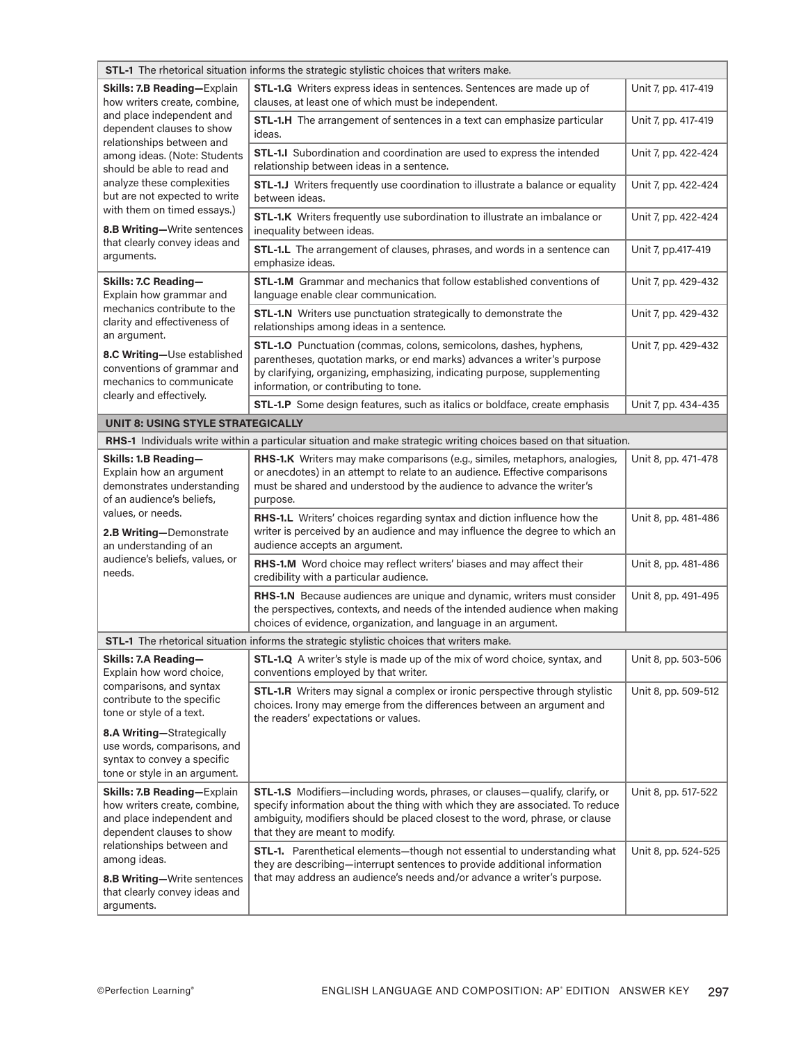| | | |
|---|---|---|
| **STL-1** The rhetorical situation informs the strategic stylistic choices that writers make. | | |
| **Skills: 7.B Reading—**Explain how writers create, combine, and place independent and dependent clauses to show relationships between and among ideas. (Note: Students should be able to read and analyze these complexities but are not expected to write with them on timed essays.)<br><br>**8.B Writing—**Write sentences that clearly convey ideas and arguments. | **STL-1.G** Writers express ideas in sentences. Sentences are made up of clauses, at least one of which must be independent. | Unit 7, pp. 417-419 |
| | **STL-1.H** The arrangement of sentences in a text can emphasize particular ideas. | Unit 7, pp. 417-419 |
| | **STL-1.I** Subordination and coordination are used to express the intended relationship between ideas in a sentence. | Unit 7, pp. 422-424 |
| | **STL-1.J** Writers frequently use coordination to illustrate a balance or equality between ideas. | Unit 7, pp. 422-424 |
| | **STL-1.K** Writers frequently use subordination to illustrate an imbalance or inequality between ideas. | Unit 7, pp. 422-424 |
| | **STL-1.L** The arrangement of clauses, phrases, and words in a sentence can emphasize ideas. | Unit 7, pp.417-419 |
| **Skills: 7.C Reading—**Explain how grammar and mechanics contribute to the clarity and effectiveness of an argument.<br><br>**8.C Writing—**Use established conventions of grammar and mechanics to communicate clearly and effectively. | **STL-1.M** Grammar and mechanics that follow established conventions of language enable clear communication. | Unit 7, pp. 429-432 |
| | **STL-1.N** Writers use punctuation strategically to demonstrate the relationships among ideas in a sentence. | Unit 7, pp. 429-432 |
| | **STL-1.O** Punctuation (commas, colons, semicolons, dashes, hyphens, parentheses, quotation marks, or end marks) advances a writer's purpose by clarifying, organizing, emphasizing, indicating purpose, supplementing information, or contributing to tone. | Unit 7, pp. 429-432 |
| | **STL-1.P** Some design features, such as italics or boldface, create emphasis | Unit 7, pp. 434-435 |
| **UNIT 8: USING STYLE STRATEGICALLY** | | |
| **RHS-1** Individuals write within a particular situation and make strategic writing choices based on that situation. | | |
| **Skills: 1.B Reading—**Explain how an argument demonstrates understanding of an audience's beliefs, values, or needs.<br><br>**2.B Writing—**Demonstrate an understanding of an audience's beliefs, values, or needs. | **RHS-1.K** Writers may make comparisons (e.g., similes, metaphors, analogies, or anecdotes) in an attempt to relate to an audience. Effective comparisons must be shared and understood by the audience to advance the writer's purpose. | Unit 8, pp. 471-478 |
| | **RHS-1.L** Writers' choices regarding syntax and diction influence how the writer is perceived by an audience and may influence the degree to which an audience accepts an argument. | Unit 8, pp. 481-486 |
| | **RHS-1.M** Word choice may reflect writers' biases and may affect their credibility with a particular audience. | Unit 8, pp. 481-486 |
| | **RHS-1.N** Because audiences are unique and dynamic, writers must consider the perspectives, contexts, and needs of the intended audience when making choices of evidence, organization, and language in an argument. | Unit 8, pp. 491-495 |
| **STL-1** The rhetorical situation informs the strategic stylistic choices that writers make. | | |
| **Skills: 7.A Reading—**Explain how word choice, comparisons, and syntax contribute to the specific tone or style of a text.<br><br>**8.A Writing—**Strategically use words, comparisons, and syntax to convey a specific tone or style in an argument. | **STL-1.Q** A writer's style is made up of the mix of word choice, syntax, and conventions employed by that writer. | Unit 8, pp. 503-506 |
| | **STL-1.R** Writers may signal a complex or ironic perspective through stylistic choices. Irony may emerge from the differences between an argument and the readers' expectations or values. | Unit 8, pp. 509-512 |
| **Skills: 7.B Reading—**Explain how writers create, combine, and place independent and dependent clauses to show relationships between and among ideas.<br><br>**8.B Writing—**Write sentences that clearly convey ideas and arguments. | **STL-1.S** Modifiers—including words, phrases, or clauses—qualify, clarify, or specify information about the thing with which they are associated. To reduce ambiguity, modifiers should be placed closest to the word, phrase, or clause that they are meant to modify. | Unit 8, pp. 517-522 |
| | **STL-1.** Parenthetical elements—though not essential to understanding what they are describing—interrupt sentences to provide additional information that may address an audience's needs and/or advance a writer's purpose. | Unit 8, pp. 524-525 |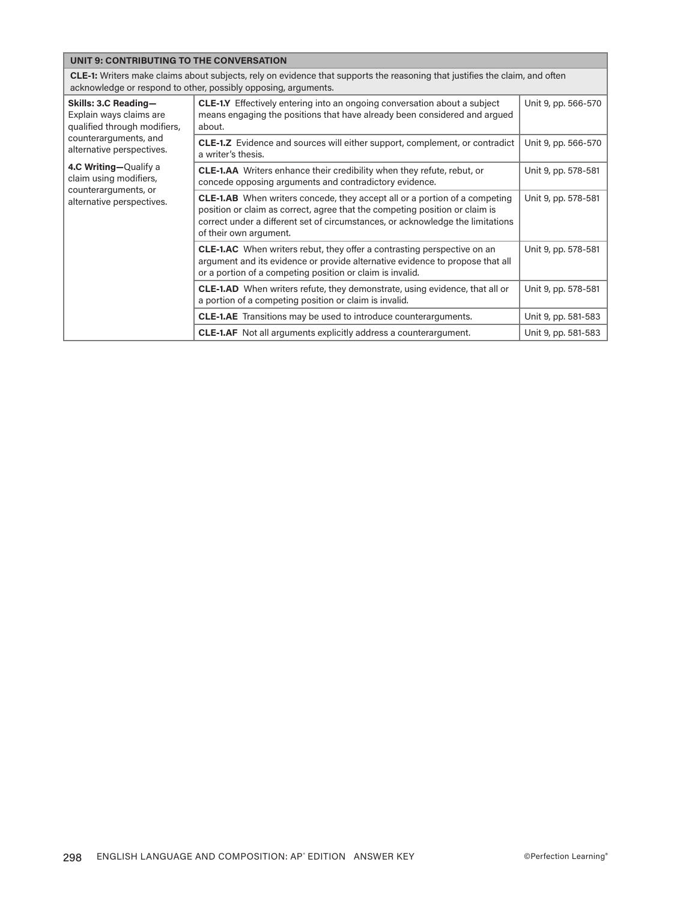| UNIT 9: CONTRIBUTING TO THE CONVERSATION | | |
|---|---|---|
| **CLE-1:** Writers make claims about subjects, rely on evidence that supports the reasoning that justifies the claim, and often acknowledge or respond to other, possibly opposing, arguments. | | |
| **Skills: 3.C Reading—** Explain ways claims are qualified through modifiers, counterarguments, and alternative perspectives.<br><br>**4.C Writing—**Qualify a claim using modifiers, counterarguments, or alternative perspectives. | **CLE-1.Y** Effectively entering into an ongoing conversation about a subject means engaging the positions that have already been considered and argued about. | Unit 9, pp. 566-570 |
| | **CLE-1.Z** Evidence and sources will either support, complement, or contradict a writer's thesis. | Unit 9, pp. 566-570 |
| | **CLE-1.AA** Writers enhance their credibility when they refute, rebut, or concede opposing arguments and contradictory evidence. | Unit 9, pp. 578-581 |
| | **CLE-1.AB** When writers concede, they accept all or a portion of a competing position or claim as correct, agree that the competing position or claim is correct under a different set of circumstances, or acknowledge the limitations of their own argument. | Unit 9, pp. 578-581 |
| | **CLE-1.AC** When writers rebut, they offer a contrasting perspective on an argument and its evidence or provide alternative evidence to propose that all or a portion of a competing position or claim is invalid. | Unit 9, pp. 578-581 |
| | **CLE-1.AD** When writers refute, they demonstrate, using evidence, that all or a portion of a competing position or claim is invalid. | Unit 9, pp. 578-581 |
| | **CLE-1.AE** Transitions may be used to introduce counterarguments. | Unit 9, pp. 581-583 |
| | **CLE-1.AF** Not all arguments explicitly address a counterargument. | Unit 9, pp. 581-583 |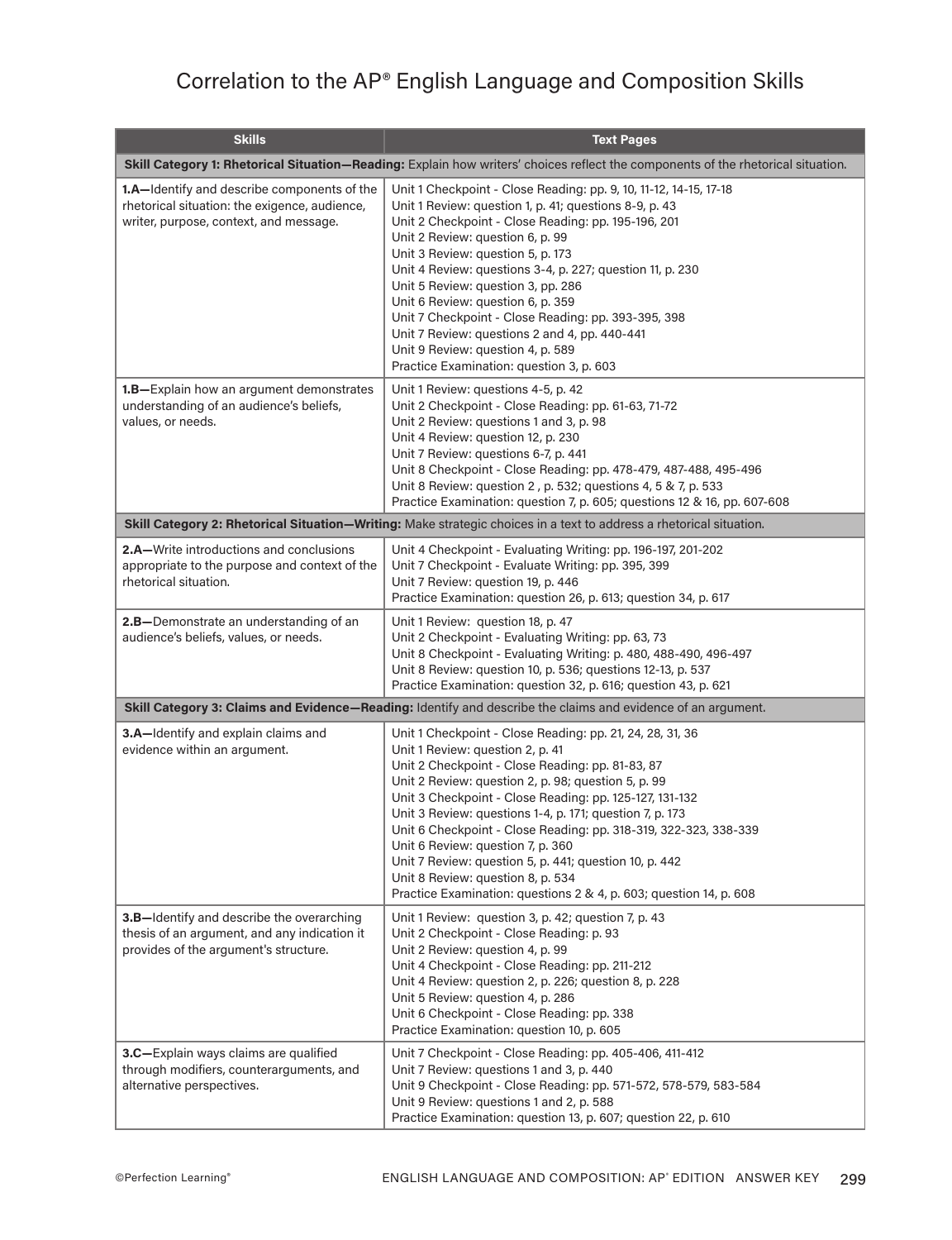# Correlation to the AP® English Language and Composition Skills

| Skills | Text Pages |
|---|---|
| **Skill Category 1: Rhetorical Situation—Reading:** Explain how writers' choices reflect the components of the rhetorical situation. | |
| **1.A—**Identify and describe components of the rhetorical situation: the exigence, audience, writer, purpose, context, and message. | Unit 1 Checkpoint - Close Reading: pp. 9, 10, 11-12, 14-15, 17-18<br>Unit 1 Review: question 1, p. 41; questions 8-9, p. 43<br>Unit 2 Checkpoint - Close Reading: pp. 195-196, 201<br>Unit 2 Review: question 6, p. 99<br>Unit 3 Review: question 5, p. 173<br>Unit 4 Review: questions 3-4, p. 227; question 11, p. 230<br>Unit 5 Review: question 3, pp. 286<br>Unit 6 Review: question 6, p. 359<br>Unit 7 Checkpoint - Close Reading: pp. 393-395, 398<br>Unit 7 Review: questions 2 and 4, pp. 440-441<br>Unit 9 Review: question 4, p. 589<br>Practice Examination: question 3, p. 603 |
| **1.B—**Explain how an argument demonstrates understanding of an audience's beliefs, values, or needs. | Unit 1 Review: questions 4-5, p. 42<br>Unit 2 Checkpoint - Close Reading: pp. 61-63, 71-72<br>Unit 2 Review: questions 1 and 3, p. 98<br>Unit 4 Review: question 12, p. 230<br>Unit 7 Review: questions 6-7, p. 441<br>Unit 8 Checkpoint - Close Reading: pp. 478-479, 487-488, 495-496<br>Unit 8 Review: question 2 , p. 532; questions 4, 5 & 7, p. 533<br>Practice Examination: question 7, p. 605; questions 12 & 16, pp. 607-608 |
| **Skill Category 2: Rhetorical Situation—Writing:** Make strategic choices in a text to address a rhetorical situation. | |
| **2.A—**Write introductions and conclusions appropriate to the purpose and context of the rhetorical situation. | Unit 4 Checkpoint - Evaluating Writing: pp. 196-197, 201-202<br>Unit 7 Checkpoint - Evaluate Writing: pp. 395, 399<br>Unit 7 Review: question 19, p. 446<br>Practice Examination: question 26, p. 613; question 34, p. 617 |
| **2.B—**Demonstrate an understanding of an audience's beliefs, values, or needs. | Unit 1 Review: question 18, p. 47<br>Unit 2 Checkpoint - Evaluating Writing: pp. 63, 73<br>Unit 8 Checkpoint - Evaluating Writing: p. 480, 488-490, 496-497<br>Unit 8 Review: question 10, p. 536; questions 12-13, p. 537<br>Practice Examination: question 32, p. 616; question 43, p. 621 |
| **Skill Category 3: Claims and Evidence—Reading:** Identify and describe the claims and evidence of an argument. | |
| **3.A—**Identify and explain claims and evidence within an argument. | Unit 1 Checkpoint - Close Reading: pp. 21, 24, 28, 31, 36<br>Unit 1 Review: question 2, p. 41<br>Unit 2 Checkpoint - Close Reading: pp. 81-83, 87<br>Unit 2 Review: question 2, p. 98; question 5, p. 99<br>Unit 3 Checkpoint - Close Reading: pp. 125-127, 131-132<br>Unit 3 Review: questions 1-4, p. 171; question 7, p. 173<br>Unit 6 Checkpoint - Close Reading: pp. 318-319, 322-323, 338-339<br>Unit 6 Review: question 7, p. 360<br>Unit 7 Review: question 5, p. 441; question 10, p. 442<br>Unit 8 Review: question 8, p. 534<br>Practice Examination: questions 2 & 4, p. 603; question 14, p. 608 |
| **3.B—**Identify and describe the overarching thesis of an argument, and any indication it provides of the argument's structure. | Unit 1 Review: question 3, p. 42; question 7, p. 43<br>Unit 2 Checkpoint - Close Reading: p. 93<br>Unit 2 Review: question 4, p. 99<br>Unit 4 Checkpoint - Close Reading: pp. 211-212<br>Unit 4 Review: question 2, p. 226; question 8, p. 228<br>Unit 5 Review: question 4, p. 286<br>Unit 6 Checkpoint - Close Reading: pp. 338<br>Practice Examination: question 10, p. 605 |
| **3.C—**Explain ways claims are qualified through modifiers, counterarguments, and alternative perspectives. | Unit 7 Checkpoint - Close Reading: pp. 405-406, 411-412<br>Unit 7 Review: questions 1 and 3, p. 440<br>Unit 9 Checkpoint - Close Reading: pp. 571-572, 578-579, 583-584<br>Unit 9 Review: questions 1 and 2, p. 588<br>Practice Examination: question 13, p. 607; question 22, p. 610 |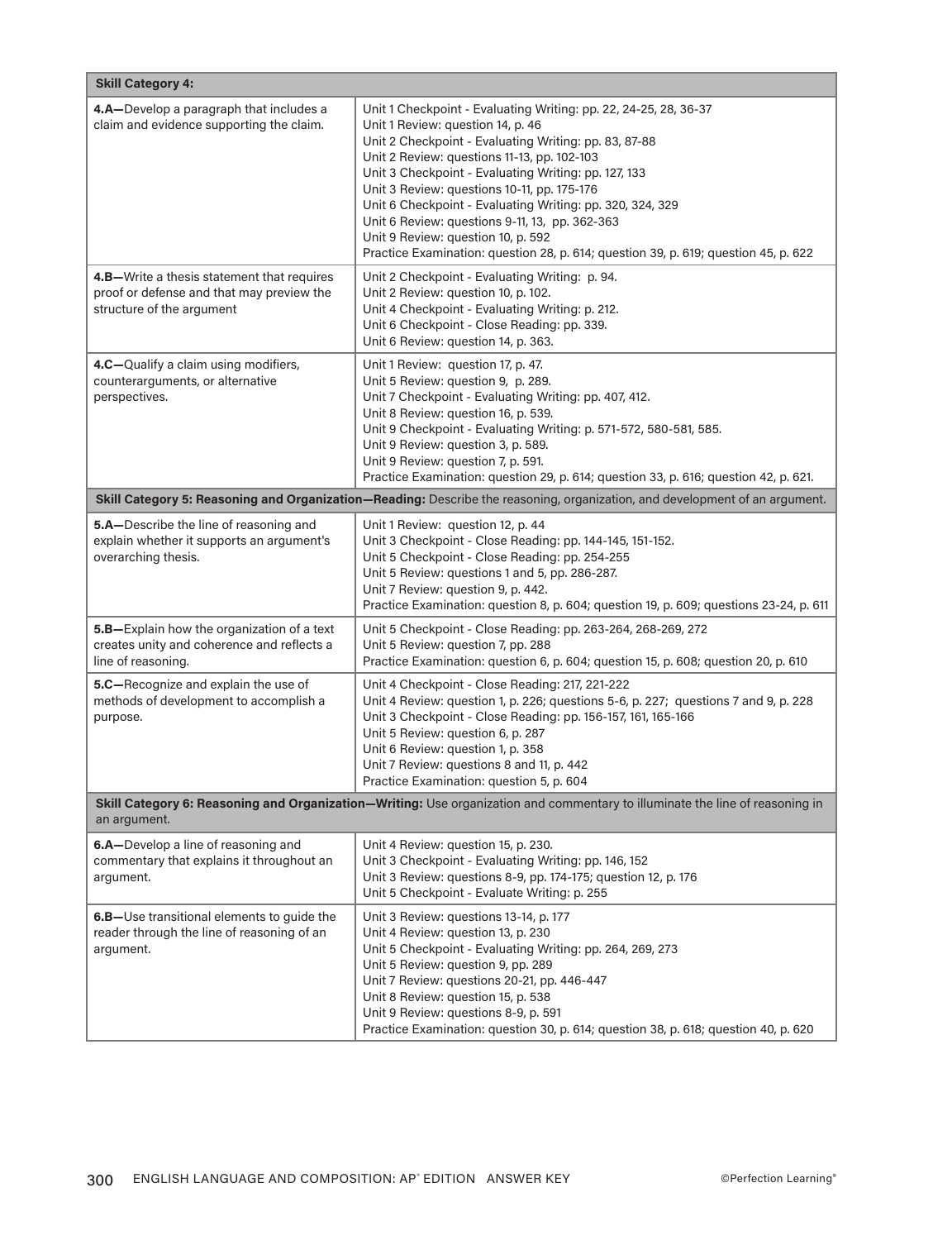| Skill Category 4: | |
|---|---|
| **4.A—**Develop a paragraph that includes a claim and evidence supporting the claim. | Unit 1 Checkpoint - Evaluating Writing: pp. 22, 24-25, 28, 36-37<br>Unit 1 Review: question 14, p. 46<br>Unit 2 Checkpoint - Evaluating Writing: pp. 83, 87-88<br>Unit 2 Review: questions 11-13, pp. 102-103<br>Unit 3 Checkpoint - Evaluating Writing: pp. 127, 133<br>Unit 3 Review: questions 10-11, pp. 175-176<br>Unit 6 Checkpoint - Evaluating Writing: pp. 320, 324, 329<br>Unit 6 Review: questions 9-11, 13, pp. 362-363<br>Unit 9 Review: question 10, p. 592<br>Practice Examination: question 28, p. 614; question 39, p. 619; question 45, p. 622 |
| **4.B—**Write a thesis statement that requires proof or defense and that may preview the structure of the argument | Unit 2 Checkpoint - Evaluating Writing: p. 94.<br>Unit 2 Review: question 10, p. 102.<br>Unit 4 Checkpoint - Evaluating Writing: p. 212.<br>Unit 6 Checkpoint - Close Reading: pp. 339.<br>Unit 6 Review: question 14, p. 363. |
| **4.C—**Qualify a claim using modifiers, counterarguments, or alternative perspectives. | Unit 1 Review: question 17, p. 47.<br>Unit 5 Review: question 9, p. 289.<br>Unit 7 Checkpoint - Evaluating Writing: pp. 407, 412.<br>Unit 8 Review: question 16, p. 539.<br>Unit 9 Checkpoint - Evaluating Writing: p. 571-572, 580-581, 585.<br>Unit 9 Review: question 3, p. 589.<br>Unit 9 Review: question 7, p. 591.<br>Practice Examination: question 29, p. 614; question 33, p. 616; question 42, p. 621. |
| **Skill Category 5: Reasoning and Organization—Reading:** Describe the reasoning, organization, and development of an argument. | |
| **5.A—**Describe the line of reasoning and explain whether it supports an argument's overarching thesis. | Unit 1 Review: question 12, p. 44<br>Unit 3 Checkpoint - Close Reading: pp. 144-145, 151-152.<br>Unit 5 Checkpoint - Close Reading: pp. 254-255<br>Unit 5 Review: questions 1 and 5, pp. 286-287.<br>Unit 7 Review: question 9, p. 442.<br>Practice Examination: question 8, p. 604; question 19, p. 609; questions 23-24, p. 611 |
| **5.B—**Explain how the organization of a text creates unity and coherence and reflects a line of reasoning. | Unit 5 Checkpoint - Close Reading: pp. 263-264, 268-269, 272<br>Unit 5 Review: question 7, pp. 288<br>Practice Examination: question 6, p. 604; question 15, p. 608; question 20, p. 610 |
| **5.C—**Recognize and explain the use of methods of development to accomplish a purpose. | Unit 4 Checkpoint - Close Reading: 217, 221-222<br>Unit 4 Review: question 1, p. 226; questions 5-6, p. 227; questions 7 and 9, p. 228<br>Unit 3 Checkpoint - Close Reading: pp. 156-157, 161, 165-166<br>Unit 5 Review: question 6, p. 287<br>Unit 6 Review: question 1, p. 358<br>Unit 7 Review: questions 8 and 11, p. 442<br>Practice Examination: question 5, p. 604 |
| **Skill Category 6: Reasoning and Organization—Writing:** Use organization and commentary to illuminate the line of reasoning in an argument. | |
| **6.A—**Develop a line of reasoning and commentary that explains it throughout an argument. | Unit 4 Review: question 15, p. 230.<br>Unit 3 Checkpoint - Evaluating Writing: pp. 146, 152<br>Unit 3 Review: questions 8-9, pp. 174-175; question 12, p. 176<br>Unit 5 Checkpoint - Evaluate Writing: p. 255 |
| **6.B—**Use transitional elements to guide the reader through the line of reasoning of an argument. | Unit 3 Review: questions 13-14, p. 177<br>Unit 4 Review: question 13, p. 230<br>Unit 5 Checkpoint - Evaluating Writing: pp. 264, 269, 273<br>Unit 5 Review: question 9, pp. 289<br>Unit 7 Review: questions 20-21, pp. 446-447<br>Unit 8 Review: question 15, p. 538<br>Unit 9 Review: questions 8-9, p. 591<br>Practice Examination: question 30, p. 614; question 38, p. 618; question 40, p. 620 |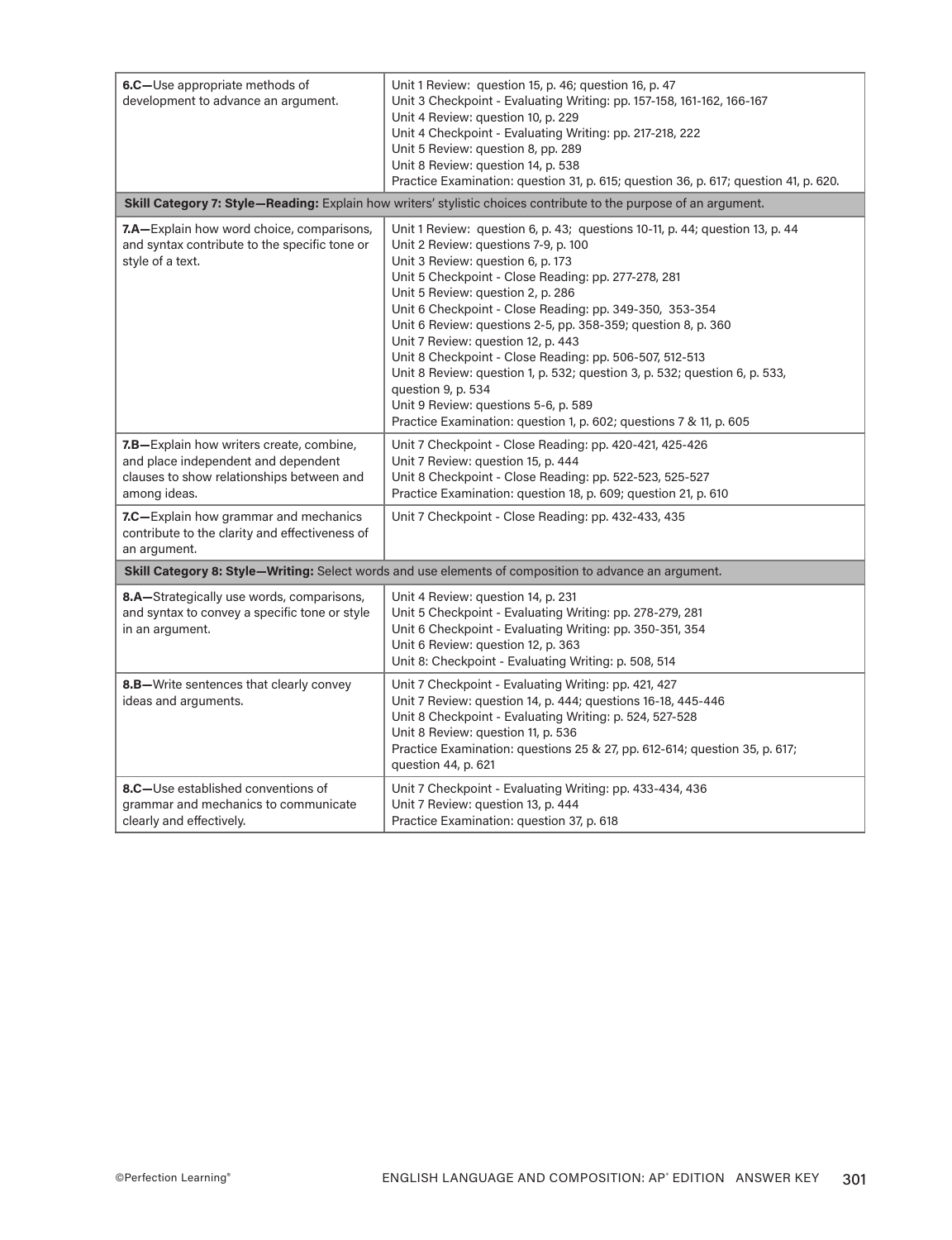| | |
|---|---|
| **6.C—**Use appropriate methods of development to advance an argument. | Unit 1 Review: question 15, p. 46; question 16, p. 47<br>Unit 3 Checkpoint - Evaluating Writing: pp. 157-158, 161-162, 166-167<br>Unit 4 Review: question 10, p. 229<br>Unit 4 Checkpoint - Evaluating Writing: pp. 217-218, 222<br>Unit 5 Review: question 8, pp. 289<br>Unit 8 Review: question 14, p. 538<br>Practice Examination: question 31, p. 615; question 36, p. 617; question 41, p. 620. |
| **Skill Category 7: Style—Reading:** Explain how writers' stylistic choices contribute to the purpose of an argument. | |
| **7.A—**Explain how word choice, comparisons, and syntax contribute to the specific tone or style of a text. | Unit 1 Review: question 6, p. 43; questions 10-11, p. 44; question 13, p. 44<br>Unit 2 Review: questions 7-9, p. 100<br>Unit 3 Review: question 6, p. 173<br>Unit 5 Checkpoint - Close Reading: pp. 277-278, 281<br>Unit 5 Review: question 2, p. 286<br>Unit 6 Checkpoint - Close Reading: pp. 349-350, 353-354<br>Unit 6 Review: questions 2-5, pp. 358-359; question 8, p. 360<br>Unit 7 Review: question 12, p. 443<br>Unit 8 Checkpoint - Close Reading: pp. 506-507, 512-513<br>Unit 8 Review: question 1, p. 532; question 3, p. 532; question 6, p. 533, question 9, p. 534<br>Unit 9 Review: questions 5-6, p. 589<br>Practice Examination: question 1, p. 602; questions 7 & 11, p. 605 |
| **7.B—**Explain how writers create, combine, and place independent and dependent clauses to show relationships between and among ideas. | Unit 7 Checkpoint - Close Reading: pp. 420-421, 425-426<br>Unit 7 Review: question 15, p. 444<br>Unit 8 Checkpoint - Close Reading: pp. 522-523, 525-527<br>Practice Examination: question 18, p. 609; question 21, p. 610 |
| **7.C—**Explain how grammar and mechanics contribute to the clarity and effectiveness of an argument. | Unit 7 Checkpoint - Close Reading: pp. 432-433, 435 |
| **Skill Category 8: Style—Writing:** Select words and use elements of composition to advance an argument. | |
| **8.A—**Strategically use words, comparisons, and syntax to convey a specific tone or style in an argument. | Unit 4 Review: question 14, p. 231<br>Unit 5 Checkpoint - Evaluating Writing: pp. 278-279, 281<br>Unit 6 Checkpoint - Evaluating Writing: pp. 350-351, 354<br>Unit 6 Review: question 12, p. 363<br>Unit 8: Checkpoint - Evaluating Writing: p. 508, 514 |
| **8.B—**Write sentences that clearly convey ideas and arguments. | Unit 7 Checkpoint - Evaluating Writing: pp. 421, 427<br>Unit 7 Review: question 14, p. 444; questions 16-18, 445-446<br>Unit 8 Checkpoint - Evaluating Writing: p. 524, 527-528<br>Unit 8 Review: question 11, p. 536<br>Practice Examination: questions 25 & 27, pp. 612-614; question 35, p. 617; question 44, p. 621 |
| **8.C—**Use established conventions of grammar and mechanics to communicate clearly and effectively. | Unit 7 Checkpoint - Evaluating Writing: pp. 433-434, 436<br>Unit 7 Review: question 13, p. 444<br>Practice Examination: question 37, p. 618 |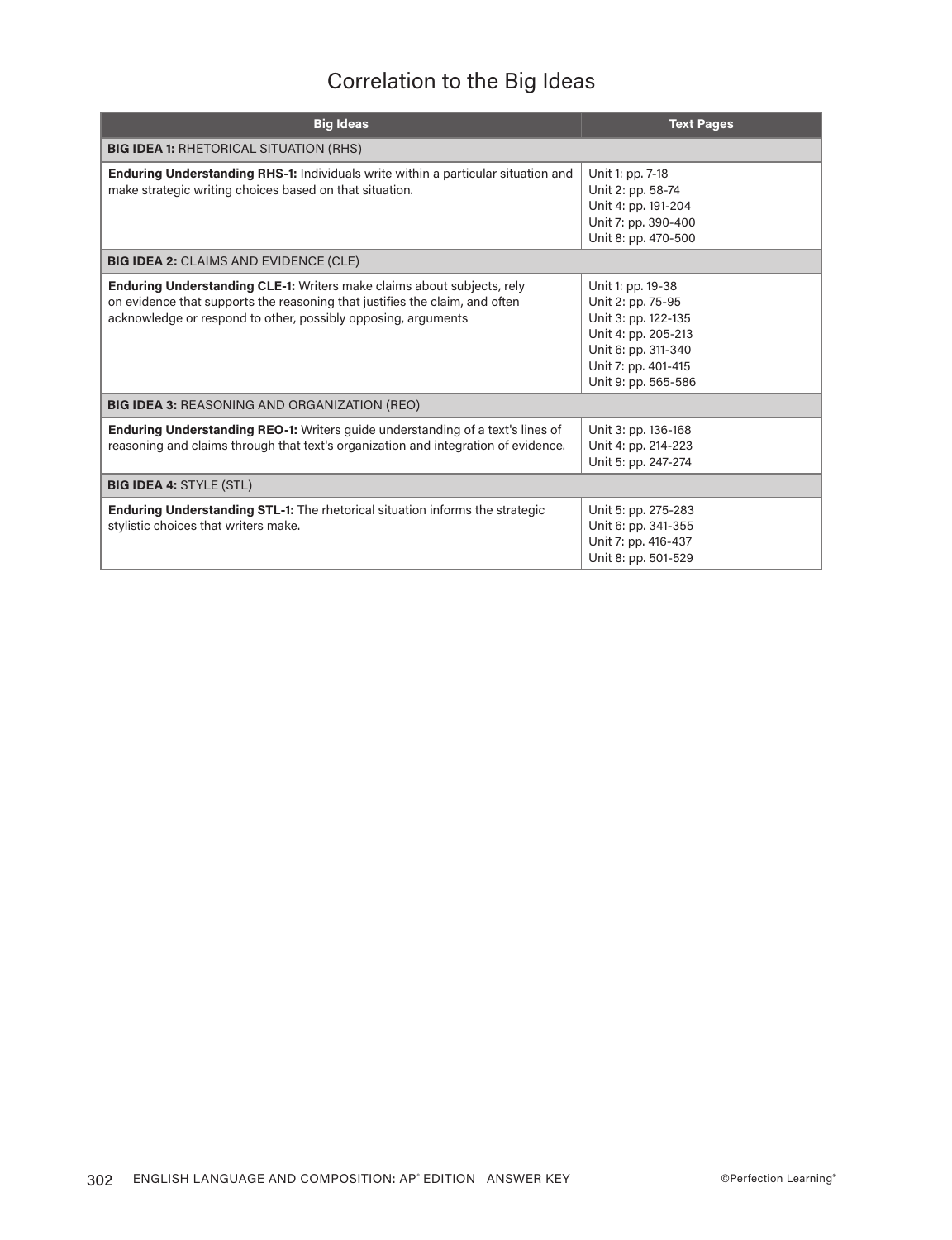# Correlation to the Big Ideas

| Big Ideas | Text Pages |
|---|---|
| **BIG IDEA 1:** RHETORICAL SITUATION (RHS) | |
| **Enduring Understanding RHS-1:** Individuals write within a particular situation and make strategic writing choices based on that situation. | Unit 1: pp. 7-18<br>Unit 2: pp. 58-74<br>Unit 4: pp. 191-204<br>Unit 7: pp. 390-400<br>Unit 8: pp. 470-500 |
| **BIG IDEA 2:** CLAIMS AND EVIDENCE (CLE) | |
| **Enduring Understanding CLE-1:** Writers make claims about subjects, rely on evidence that supports the reasoning that justifies the claim, and often acknowledge or respond to other, possibly opposing, arguments | Unit 1: pp. 19-38<br>Unit 2: pp. 75-95<br>Unit 3: pp. 122-135<br>Unit 4: pp. 205-213<br>Unit 6: pp. 311-340<br>Unit 7: pp. 401-415<br>Unit 9: pp. 565-586 |
| **BIG IDEA 3:** REASONING AND ORGANIZATION (REO) | |
| **Enduring Understanding REO-1:** Writers guide understanding of a text's lines of reasoning and claims through that text's organization and integration of evidence. | Unit 3: pp. 136-168<br>Unit 4: pp. 214-223<br>Unit 5: pp. 247-274 |
| **BIG IDEA 4:** STYLE (STL) | |
| **Enduring Understanding STL-1:** The rhetorical situation informs the strategic stylistic choices that writers make. | Unit 5: pp. 275-283<br>Unit 6: pp. 341-355<br>Unit 7: pp. 416-437<br>Unit 8: pp. 501-529 |